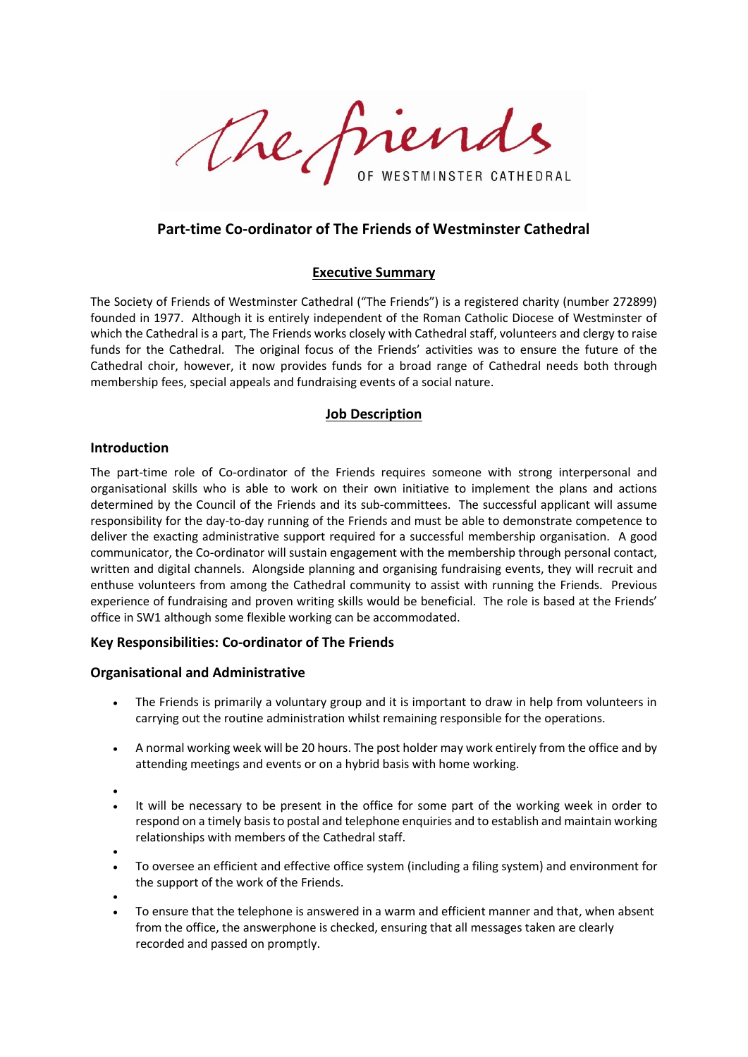the friends OF WESTMINSTER CATHEDRAL

# Part-time Co-ordinator of The Friends of Westminster Cathedral

## Executive Summary

The Society of Friends of Westminster Cathedral ("The Friends") is a registered charity (number 272899) founded in 1977. Although it is entirely independent of the Roman Catholic Diocese of Westminster of which the Cathedral is a part, The Friends works closely with Cathedral staff, volunteers and clergy to raise funds for the Cathedral. The original focus of the Friends' activities was to ensure the future of the Cathedral choir, however, it now provides funds for a broad range of Cathedral needs both through membership fees, special appeals and fundraising events of a social nature.

## Job Description

### Introduction

The part-time role of Co-ordinator of the Friends requires someone with strong interpersonal and organisational skills who is able to work on their own initiative to implement the plans and actions determined by the Council of the Friends and its sub-committees. The successful applicant will assume responsibility for the day-to-day running of the Friends and must be able to demonstrate competence to deliver the exacting administrative support required for a successful membership organisation. A good communicator, the Co-ordinator will sustain engagement with the membership through personal contact, written and digital channels. Alongside planning and organising fundraising events, they will recruit and enthuse volunteers from among the Cathedral community to assist with running the Friends. Previous experience of fundraising and proven writing skills would be beneficial. The role is based at the Friends' office in SW1 although some flexible working can be accommodated.

### Key Responsibilities: Co-ordinator of The Friends

### Organisational and Administrative

- The Friends is primarily a voluntary group and it is important to draw in help from volunteers in carrying out the routine administration whilst remaining responsible for the operations.
- A normal working week will be 20 hours. The post holder may work entirely from the office and by attending meetings and events or on a hybrid basis with home working.
- It will be necessary to be present in the office for some part of the working week in order to respond on a timely basis to postal and telephone enquiries and to establish and maintain working relationships with members of the Cathedral staff.
- To oversee an efficient and effective office system (including a filing system) and environment for the support of the work of the Friends.
- To ensure that the telephone is answered in a warm and efficient manner and that, when absent from the office, the answerphone is checked, ensuring that all messages taken are clearly recorded and passed on promptly.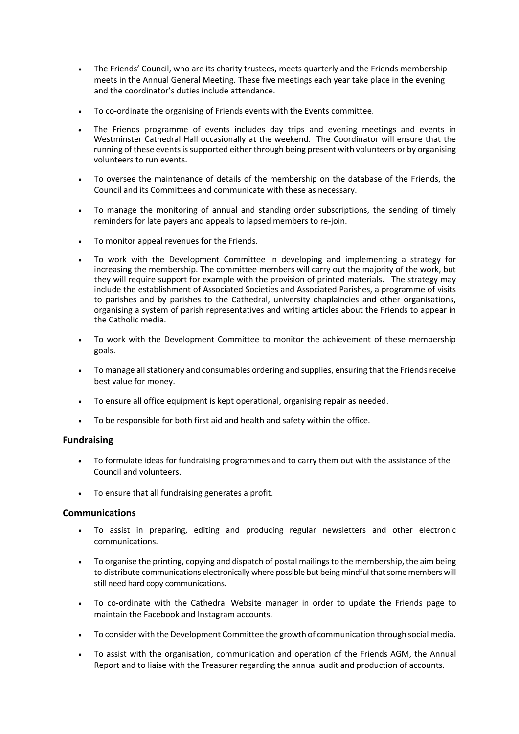- The Friends' Council, who are its charity trustees, meets quarterly and the Friends membership meets in the Annual General Meeting. These five meetings each year take place in the evening and the coordinator's duties include attendance.
- To co-ordinate the organising of Friends events with the Events committee.
- The Friends programme of events includes day trips and evening meetings and events in Westminster Cathedral Hall occasionally at the weekend. The Coordinator will ensure that the running of these events is supported either through being present with volunteers or by organising volunteers to run events.
- To oversee the maintenance of details of the membership on the database of the Friends, the Council and its Committees and communicate with these as necessary.
- To manage the monitoring of annual and standing order subscriptions, the sending of timely reminders for late payers and appeals to lapsed members to re-join.
- To monitor appeal revenues for the Friends.
- To work with the Development Committee in developing and implementing a strategy for increasing the membership. The committee members will carry out the majority of the work, but they will require support for example with the provision of printed materials. The strategy may include the establishment of Associated Societies and Associated Parishes, a programme of visits to parishes and by parishes to the Cathedral, university chaplaincies and other organisations, organising a system of parish representatives and writing articles about the Friends to appear in the Catholic media.
- To work with the Development Committee to monitor the achievement of these membership goals.
- To manage all stationery and consumables ordering and supplies, ensuring that the Friends receive best value for money.
- To ensure all office equipment is kept operational, organising repair as needed.
- To be responsible for both first aid and health and safety within the office.

### Fundraising

- To formulate ideas for fundraising programmes and to carry them out with the assistance of the Council and volunteers.
- To ensure that all fundraising generates a profit.

### Communications

- To assist in preparing, editing and producing regular newsletters and other electronic communications.
- To organise the printing, copying and dispatch of postal mailings to the membership, the aim being to distribute communications electronically where possible but being mindful that some members will still need hard copy communications.
- To co-ordinate with the Cathedral Website manager in order to update the Friends page to maintain the Facebook and Instagram accounts.
- To consider with the Development Committee the growth of communication through social media.
- To assist with the organisation, communication and operation of the Friends AGM, the Annual Report and to liaise with the Treasurer regarding the annual audit and production of accounts.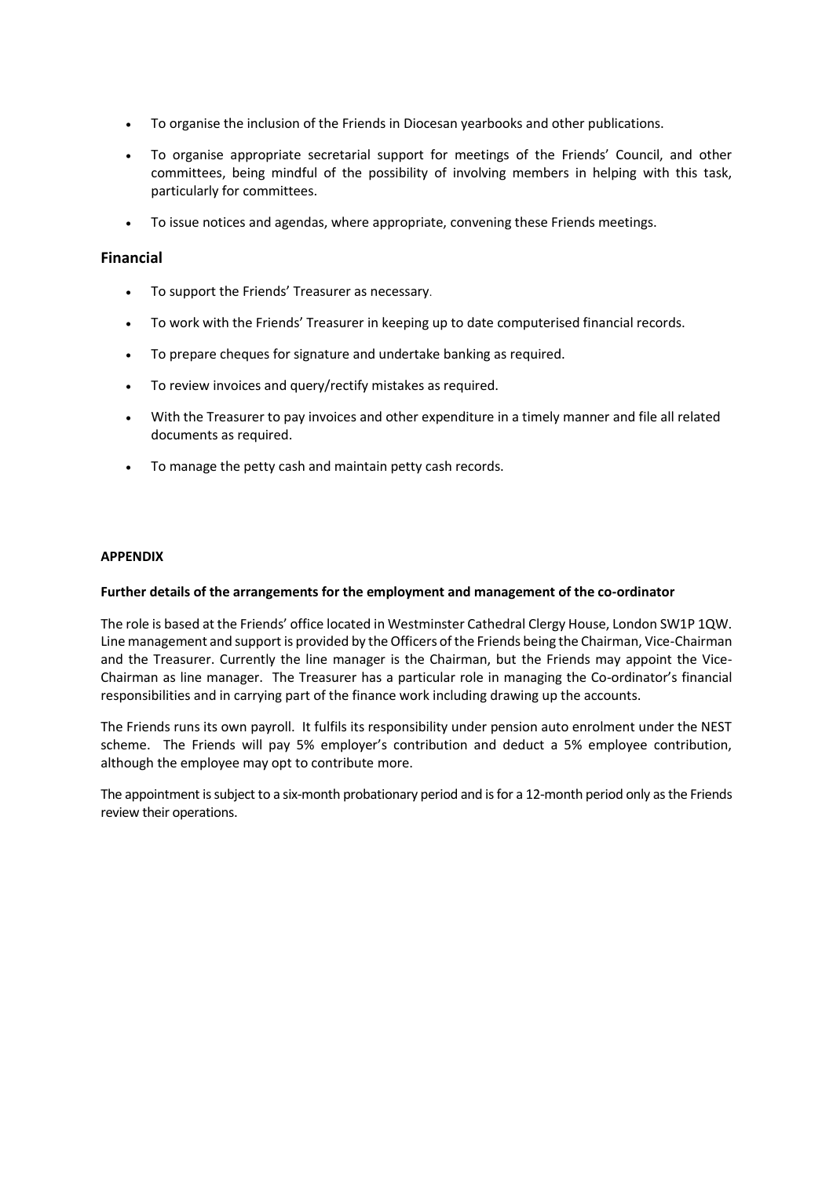- To organise the inclusion of the Friends in Diocesan yearbooks and other publications.
- To organise appropriate secretarial support for meetings of the Friends' Council, and other committees, being mindful of the possibility of involving members in helping with this task, particularly for committees.
- To issue notices and agendas, where appropriate, convening these Friends meetings.

## Financial

- To support the Friends' Treasurer as necessary.
- To work with the Friends' Treasurer in keeping up to date computerised financial records.
- To prepare cheques for signature and undertake banking as required.
- To review invoices and query/rectify mistakes as required.
- With the Treasurer to pay invoices and other expenditure in a timely manner and file all related documents as required.
- To manage the petty cash and maintain petty cash records.

**APPENDIX**

**Further details of the arrangements for the employment and management of the co-ordinator**

The role is based at the Friends' office located in Westminster Cathedral Clergy House, London SW1P 1QW. Line management and support is provided by the Officers of the Friends being the Chairman, Vice-Chairman and the Treasurer. Currently the line manager is the Chairman, but the Friends may appoint the Vice-Chairman as line manager. The Treasurer has a particular role in managing the Co-ordinator's financial responsibilities and in carrying part of the finance work including drawing up the accounts.

The Friends runs its own payroll. It fulfils its responsibility under pension auto enrolment under the NEST scheme. The Friends will pay 5% employer's contribution and deduct a 5% employee contribution, although the employee may opt to contribute more.

The appointment is subject to a six-month probationary period and is for a 12-month period only as the Friends review their operations.